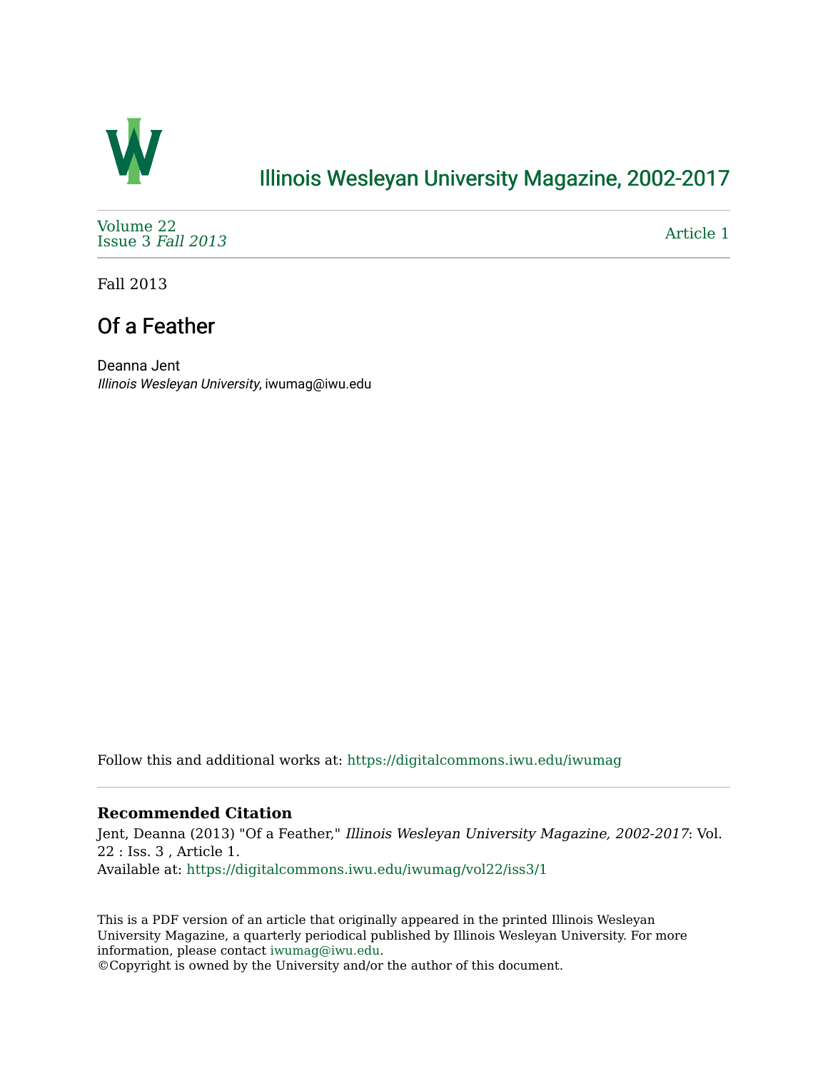Illinois Wesleyan University Magazine, 2002-2017

Volume 22
Issue 3 *Fall 2013*

Article 1

Fall 2013

# Of a Feather

Deanna Jent
*Illinois Wesleyan University*, iwumag@iwu.edu

Follow this and additional works at: https://digitalcommons.iwu.edu/iwumag

### Recommended Citation

Jent, Deanna (2013) "Of a Feather," *Illinois Wesleyan University Magazine, 2002-2017*: Vol. 22 : Iss. 3 , Article 1.
Available at: https://digitalcommons.iwu.edu/iwumag/vol22/iss3/1

This is a PDF version of an article that originally appeared in the printed Illinois Wesleyan University Magazine, a quarterly periodical published by Illinois Wesleyan University. For more information, please contact iwumag@iwu.edu.
©Copyright is owned by the University and/or the author of this document.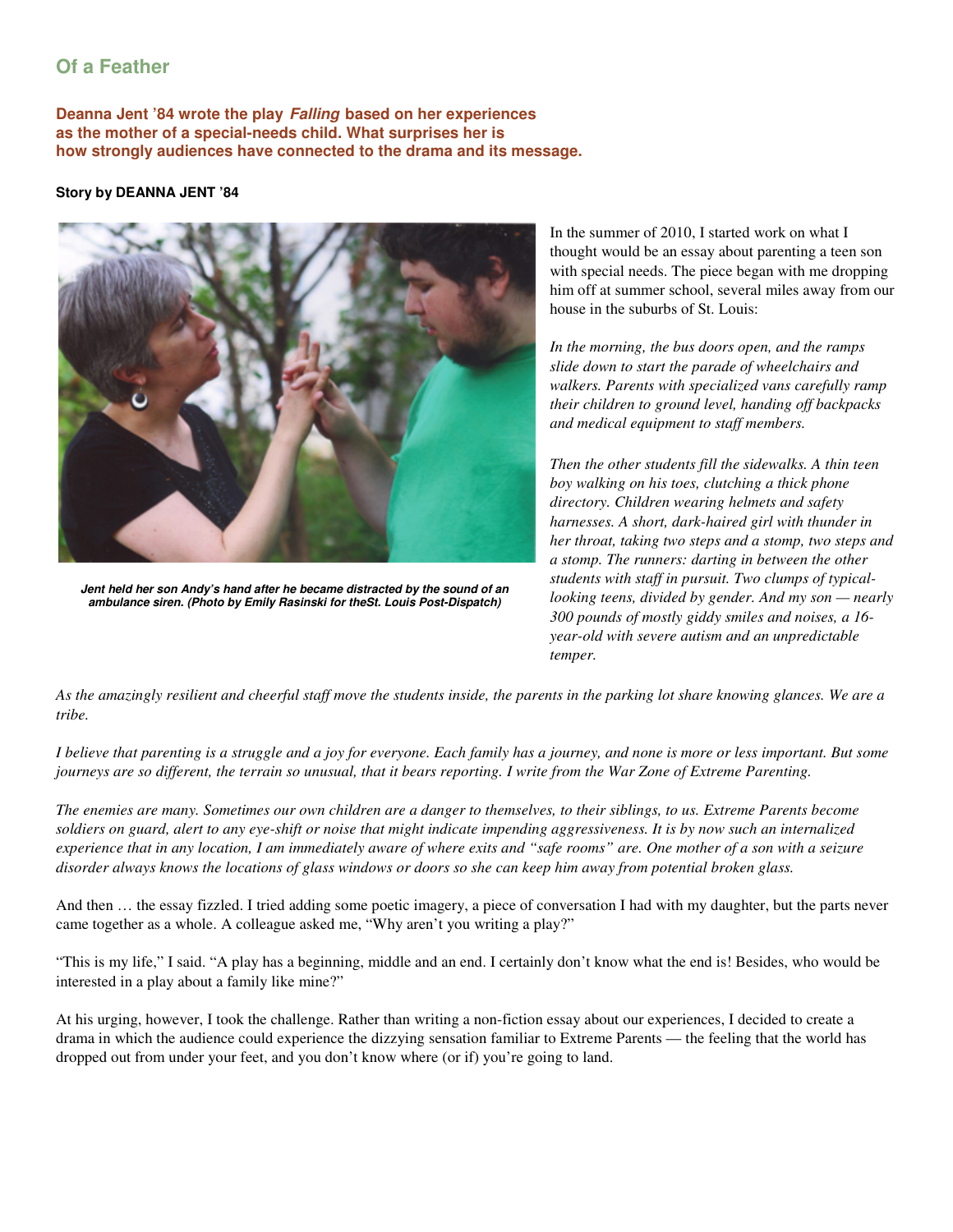## Of a Feather

**Deanna Jent '84 wrote the play *Falling* based on her experiences as the mother of a special-needs child. What surprises her is how strongly audiences have connected to the drama and its message.**

**Story by DEANNA JENT '84**

***Jent held her son Andy's hand after he became distracted by the sound of an ambulance siren. (Photo by Emily Rasinski for theSt. Louis Post-Dispatch)***

In the summer of 2010, I started work on what I thought would be an essay about parenting a teen son with special needs. The piece began with me dropping him off at summer school, several miles away from our house in the suburbs of St. Louis:

*In the morning, the bus doors open, and the ramps slide down to start the parade of wheelchairs and walkers. Parents with specialized vans carefully ramp their children to ground level, handing off backpacks and medical equipment to staff members.*

*Then the other students fill the sidewalks. A thin teen boy walking on his toes, clutching a thick phone directory. Children wearing helmets and safety harnesses. A short, dark-haired girl with thunder in her throat, taking two steps and a stomp, two steps and a stomp. The runners: darting in between the other students with staff in pursuit. Two clumps of typical-looking teens, divided by gender. And my son — nearly 300 pounds of mostly giddy smiles and noises, a 16-year-old with severe autism and an unpredictable temper.*

*As the amazingly resilient and cheerful staff move the students inside, the parents in the parking lot share knowing glances. We are a tribe.*

*I believe that parenting is a struggle and a joy for everyone. Each family has a journey, and none is more or less important. But some journeys are so different, the terrain so unusual, that it bears reporting. I write from the War Zone of Extreme Parenting.*

*The enemies are many. Sometimes our own children are a danger to themselves, to their siblings, to us. Extreme Parents become soldiers on guard, alert to any eye-shift or noise that might indicate impending aggressiveness. It is by now such an internalized experience that in any location, I am immediately aware of where exits and "safe rooms" are. One mother of a son with a seizure disorder always knows the locations of glass windows or doors so she can keep him away from potential broken glass.*

And then … the essay fizzled. I tried adding some poetic imagery, a piece of conversation I had with my daughter, but the parts never came together as a whole. A colleague asked me, "Why aren't you writing a play?"

"This is my life," I said. "A play has a beginning, middle and an end. I certainly don't know what the end is! Besides, who would be interested in a play about a family like mine?"

At his urging, however, I took the challenge. Rather than writing a non-fiction essay about our experiences, I decided to create a drama in which the audience could experience the dizzying sensation familiar to Extreme Parents — the feeling that the world has dropped out from under your feet, and you don't know where (or if) you're going to land.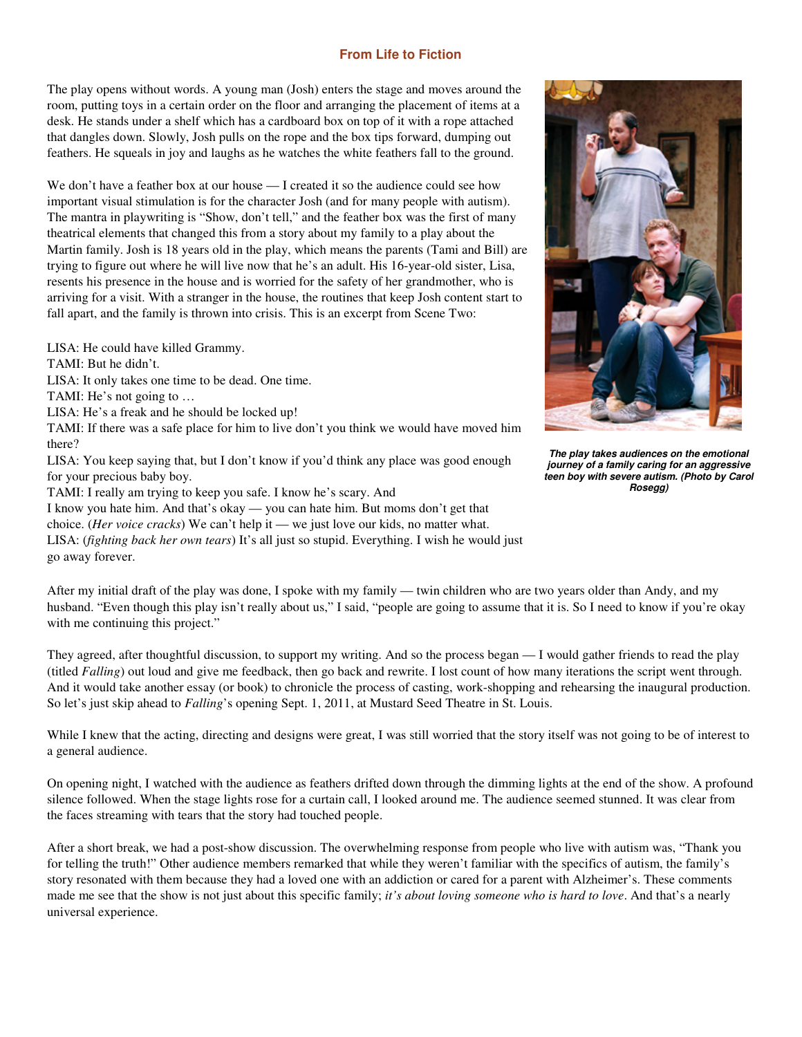## From Life to Fiction

The play opens without words. A young man (Josh) enters the stage and moves around the room, putting toys in a certain order on the floor and arranging the placement of items at a desk. He stands under a shelf which has a cardboard box on top of it with a rope attached that dangles down. Slowly, Josh pulls on the rope and the box tips forward, dumping out feathers. He squeals in joy and laughs as he watches the white feathers fall to the ground.

We don't have a feather box at our house — I created it so the audience could see how important visual stimulation is for the character Josh (and for many people with autism). The mantra in playwriting is "Show, don't tell," and the feather box was the first of many theatrical elements that changed this from a story about my family to a play about the Martin family. Josh is 18 years old in the play, which means the parents (Tami and Bill) are trying to figure out where he will live now that he's an adult. His 16-year-old sister, Lisa, resents his presence in the house and is worried for the safety of her grandmother, who is arriving for a visit. With a stranger in the house, the routines that keep Josh content start to fall apart, and the family is thrown into crisis. This is an excerpt from Scene Two:

LISA: He could have killed Grammy.
TAMI: But he didn't.
LISA: It only takes one time to be dead. One time.
TAMI: He's not going to …
LISA: He's a freak and he should be locked up!
TAMI: If there was a safe place for him to live don't you think we would have moved him there?
LISA: You keep saying that, but I don't know if you'd think any place was good enough for your precious baby boy.
TAMI: I really am trying to keep you safe. I know he's scary. And I know you hate him. And that's okay — you can hate him. But moms don't get that choice. (*Her voice cracks*) We can't help it — we just love our kids, no matter what.
LISA: (*fighting back her own tears*) It's all just so stupid. Everything. I wish he would just go away forever.

***The play takes audiences on the emotional journey of a family caring for an aggressive teen boy with severe autism. (Photo by Carol Rosegg)***

After my initial draft of the play was done, I spoke with my family — twin children who are two years older than Andy, and my husband. "Even though this play isn't really about us," I said, "people are going to assume that it is. So I need to know if you're okay with me continuing this project."

They agreed, after thoughtful discussion, to support my writing. And so the process began — I would gather friends to read the play (titled *Falling*) out loud and give me feedback, then go back and rewrite. I lost count of how many iterations the script went through. And it would take another essay (or book) to chronicle the process of casting, work-shopping and rehearsing the inaugural production. So let's just skip ahead to *Falling*'s opening Sept. 1, 2011, at Mustard Seed Theatre in St. Louis.

While I knew that the acting, directing and designs were great, I was still worried that the story itself was not going to be of interest to a general audience.

On opening night, I watched with the audience as feathers drifted down through the dimming lights at the end of the show. A profound silence followed. When the stage lights rose for a curtain call, I looked around me. The audience seemed stunned. It was clear from the faces streaming with tears that the story had touched people.

After a short break, we had a post-show discussion. The overwhelming response from people who live with autism was, "Thank you for telling the truth!" Other audience members remarked that while they weren't familiar with the specifics of autism, the family's story resonated with them because they had a loved one with an addiction or cared for a parent with Alzheimer's. These comments made me see that the show is not just about this specific family; *it's about loving someone who is hard to love*. And that's a nearly universal experience.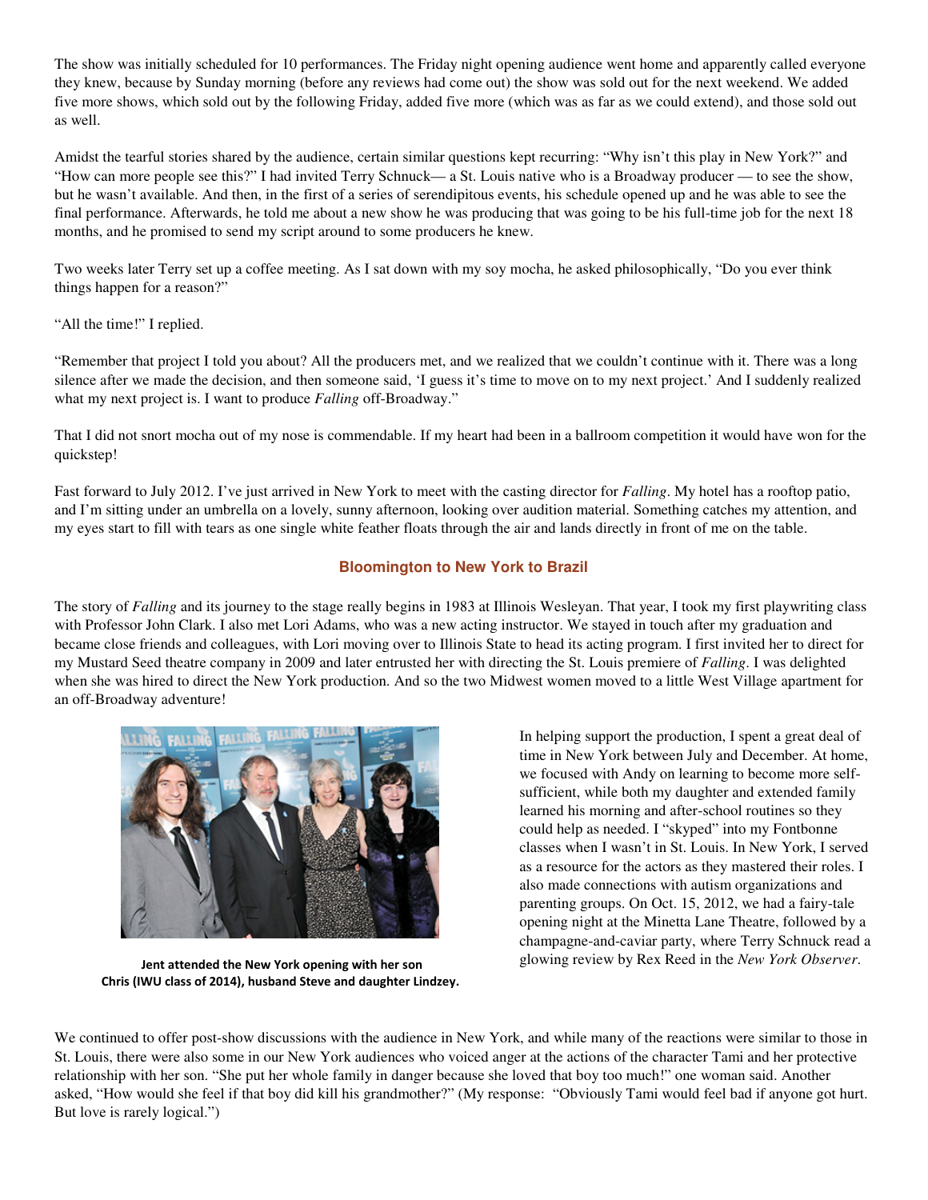The show was initially scheduled for 10 performances. The Friday night opening audience went home and apparently called everyone they knew, because by Sunday morning (before any reviews had come out) the show was sold out for the next weekend. We added five more shows, which sold out by the following Friday, added five more (which was as far as we could extend), and those sold out as well.

Amidst the tearful stories shared by the audience, certain similar questions kept recurring: "Why isn't this play in New York?" and "How can more people see this?" I had invited Terry Schnuck— a St. Louis native who is a Broadway producer — to see the show, but he wasn't available. And then, in the first of a series of serendipitous events, his schedule opened up and he was able to see the final performance. Afterwards, he told me about a new show he was producing that was going to be his full-time job for the next 18 months, and he promised to send my script around to some producers he knew.

Two weeks later Terry set up a coffee meeting. As I sat down with my soy mocha, he asked philosophically, "Do you ever think things happen for a reason?"

"All the time!" I replied.

"Remember that project I told you about? All the producers met, and we realized that we couldn't continue with it. There was a long silence after we made the decision, and then someone said, 'I guess it's time to move on to my next project.' And I suddenly realized what my next project is. I want to produce *Falling* off-Broadway."

That I did not snort mocha out of my nose is commendable. If my heart had been in a ballroom competition it would have won for the quickstep!

Fast forward to July 2012. I've just arrived in New York to meet with the casting director for *Falling*. My hotel has a rooftop patio, and I'm sitting under an umbrella on a lovely, sunny afternoon, looking over audition material. Something catches my attention, and my eyes start to fill with tears as one single white feather floats through the air and lands directly in front of me on the table.

## Bloomington to New York to Brazil

The story of *Falling* and its journey to the stage really begins in 1983 at Illinois Wesleyan. That year, I took my first playwriting class with Professor John Clark. I also met Lori Adams, who was a new acting instructor. We stayed in touch after my graduation and became close friends and colleagues, with Lori moving over to Illinois State to head its acting program. I first invited her to direct for my Mustard Seed theatre company in 2009 and later entrusted her with directing the St. Louis premiere of *Falling*. I was delighted when she was hired to direct the New York production. And so the two Midwest women moved to a little West Village apartment for an off-Broadway adventure!

**Jent attended the New York opening with her son Chris (IWU class of 2014), husband Steve and daughter Lindzey.**

In helping support the production, I spent a great deal of time in New York between July and December. At home, we focused with Andy on learning to become more self-sufficient, while both my daughter and extended family learned his morning and after-school routines so they could help as needed. I "skyped" into my Fontbonne classes when I wasn't in St. Louis. In New York, I served as a resource for the actors as they mastered their roles. I also made connections with autism organizations and parenting groups. On Oct. 15, 2012, we had a fairy-tale opening night at the Minetta Lane Theatre, followed by a champagne-and-caviar party, where Terry Schnuck read a glowing review by Rex Reed in the *New York Observer*.

We continued to offer post-show discussions with the audience in New York, and while many of the reactions were similar to those in St. Louis, there were also some in our New York audiences who voiced anger at the actions of the character Tami and her protective relationship with her son. "She put her whole family in danger because she loved that boy too much!" one woman said. Another asked, "How would she feel if that boy did kill his grandmother?" (My response: "Obviously Tami would feel bad if anyone got hurt. But love is rarely logical.")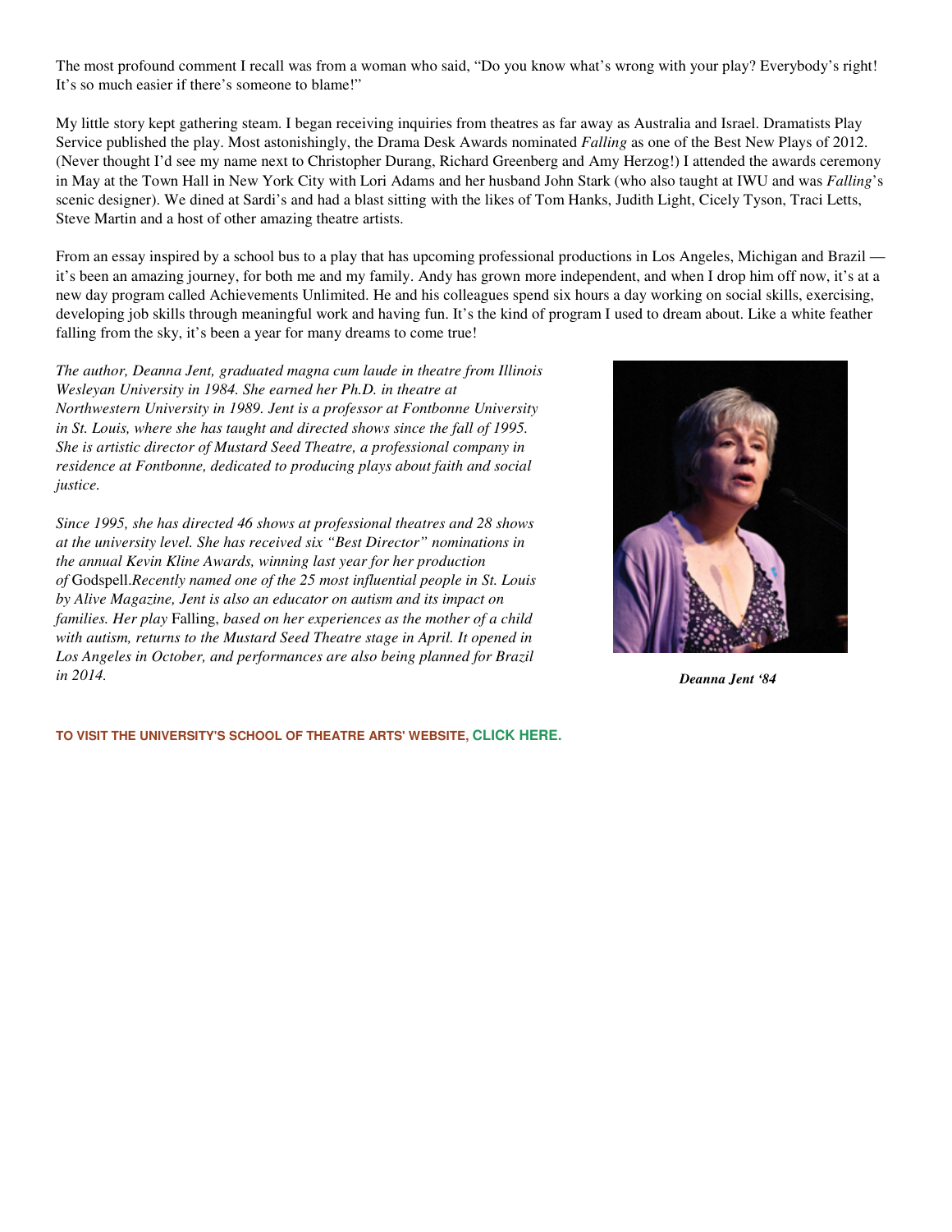The most profound comment I recall was from a woman who said, "Do you know what's wrong with your play? Everybody's right! It's so much easier if there's someone to blame!"

My little story kept gathering steam. I began receiving inquiries from theatres as far away as Australia and Israel. Dramatists Play Service published the play. Most astonishingly, the Drama Desk Awards nominated *Falling* as one of the Best New Plays of 2012. (Never thought I'd see my name next to Christopher Durang, Richard Greenberg and Amy Herzog!) I attended the awards ceremony in May at the Town Hall in New York City with Lori Adams and her husband John Stark (who also taught at IWU and was *Falling*'s scenic designer). We dined at Sardi's and had a blast sitting with the likes of Tom Hanks, Judith Light, Cicely Tyson, Traci Letts, Steve Martin and a host of other amazing theatre artists.

From an essay inspired by a school bus to a play that has upcoming professional productions in Los Angeles, Michigan and Brazil — it's been an amazing journey, for both me and my family. Andy has grown more independent, and when I drop him off now, it's at a new day program called Achievements Unlimited. He and his colleagues spend six hours a day working on social skills, exercising, developing job skills through meaningful work and having fun. It's the kind of program I used to dream about. Like a white feather falling from the sky, it's been a year for many dreams to come true!

*The author, Deanna Jent, graduated magna cum laude in theatre from Illinois Wesleyan University in 1984. She earned her Ph.D. in theatre at Northwestern University in 1989. Jent is a professor at Fontbonne University in St. Louis, where she has taught and directed shows since the fall of 1995. She is artistic director of Mustard Seed Theatre, a professional company in residence at Fontbonne, dedicated to producing plays about faith and social justice.*

*Since 1995, she has directed 46 shows at professional theatres and 28 shows at the university level. She has received six "Best Director" nominations in the annual Kevin Kline Awards, winning last year for her production of* Godspell.*Recently named one of the 25 most influential people in St. Louis by Alive Magazine, Jent is also an educator on autism and its impact on families. Her play* Falling, *based on her experiences as the mother of a child with autism, returns to the Mustard Seed Theatre stage in April. It opened in Los Angeles in October, and performances are also being planned for Brazil in 2014.*

***Deanna Jent '84***

**TO VISIT THE UNIVERSITY'S SCHOOL OF THEATRE ARTS' WEBSITE, CLICK HERE.**